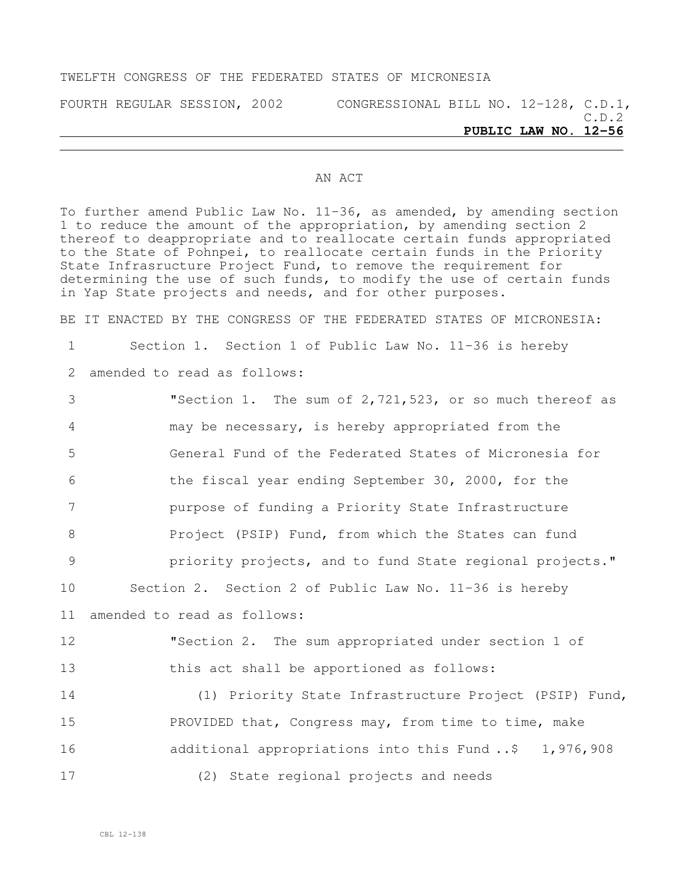TWELFTH CONGRESS OF THE FEDERATED STATES OF MICRONESIA

FOURTH REGULAR SESSION, 2002 CONGRESSIONAL BILL NO. 12-128, C.D.1, C.D.2

**PUBLIC LAW NO. 12-56**

AN ACT

To further amend Public Law No. 11-36, as amended, by amending section 1 to reduce the amount of the appropriation, by amending section 2 thereof to deappropriate and to reallocate certain funds appropriated to the State of Pohnpei, to reallocate certain funds in the Priority State Infrasructure Project Fund, to remove the requirement for determining the use of such funds, to modify the use of certain funds in Yap State projects and needs, and for other purposes.

BE IT ENACTED BY THE CONGRESS OF THE FEDERATED STATES OF MICRONESIA:

1 Section 1. Section 1 of Public Law No. 11-36 is hereby
2 amended to read as follows:
3 "Section 1. The sum of 2,721,523, or so much thereof as
4 may be necessary, is hereby appropriated from the
5 General Fund of the Federated States of Micronesia for
6 the fiscal year ending September 30, 2000, for the
7 purpose of funding a Priority State Infrastructure
8 Project (PSIP) Fund, from which the States can fund
9 priority projects, and to fund State regional projects."
10 Section 2. Section 2 of Public Law No. 11-36 is hereby
11 amended to read as follows:
12 "Section 2. The sum appropriated under section 1 of
13 this act shall be apportioned as follows:
14 (1) Priority State Infrastructure Project (PSIP) Fund,
15 PROVIDED that, Congress may, from time to time, make
16 additional appropriations into this Fund ..$ 1,976,908
17 (2) State regional projects and needs

CBL 12-138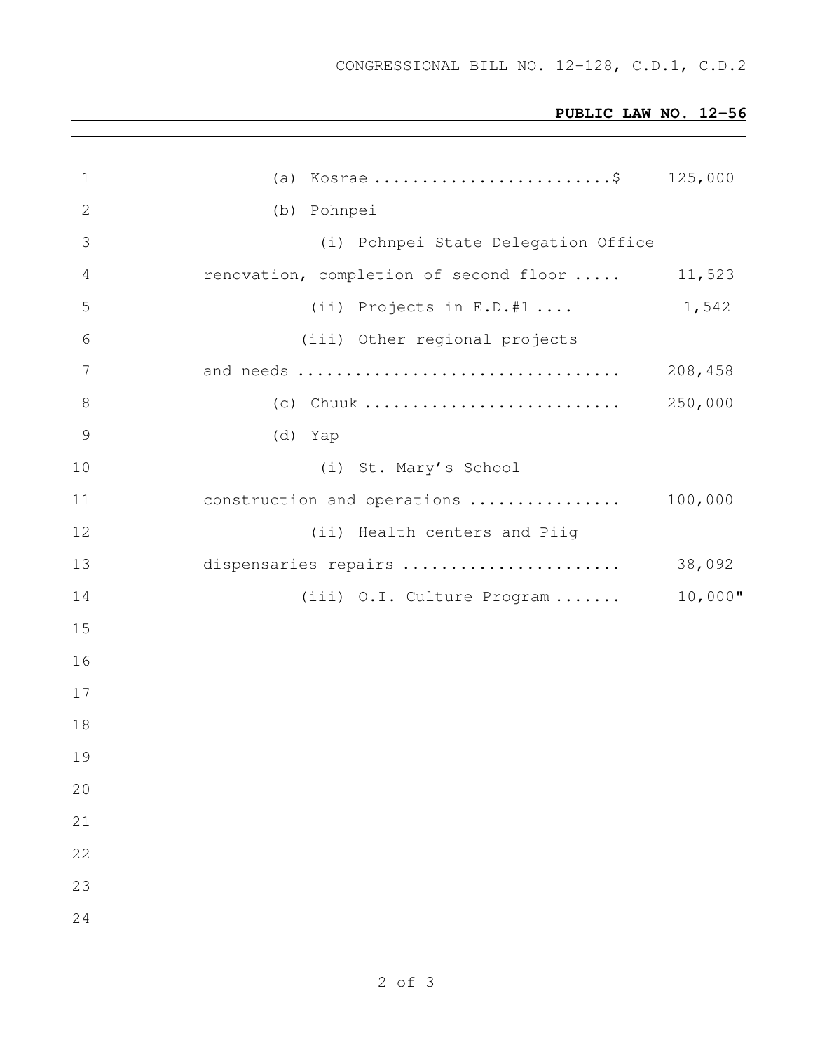(a) Kosrae .........................$ 125,000

(b) Pohnpei

(i) Pohnpei State Delegation Office renovation, completion of second floor ..... 11,523

(ii) Projects in E.D.#1 .... 1,542

(iii) Other regional projects and needs .................................. 208,458

(c) Chuuk ........................... 250,000

(d) Yap

(i) St. Mary's School construction and operations ................ 100,000

(ii) Health centers and Piig dispensaries repairs ....................... 38,092

(iii) O.I. Culture Program ....... 10,000"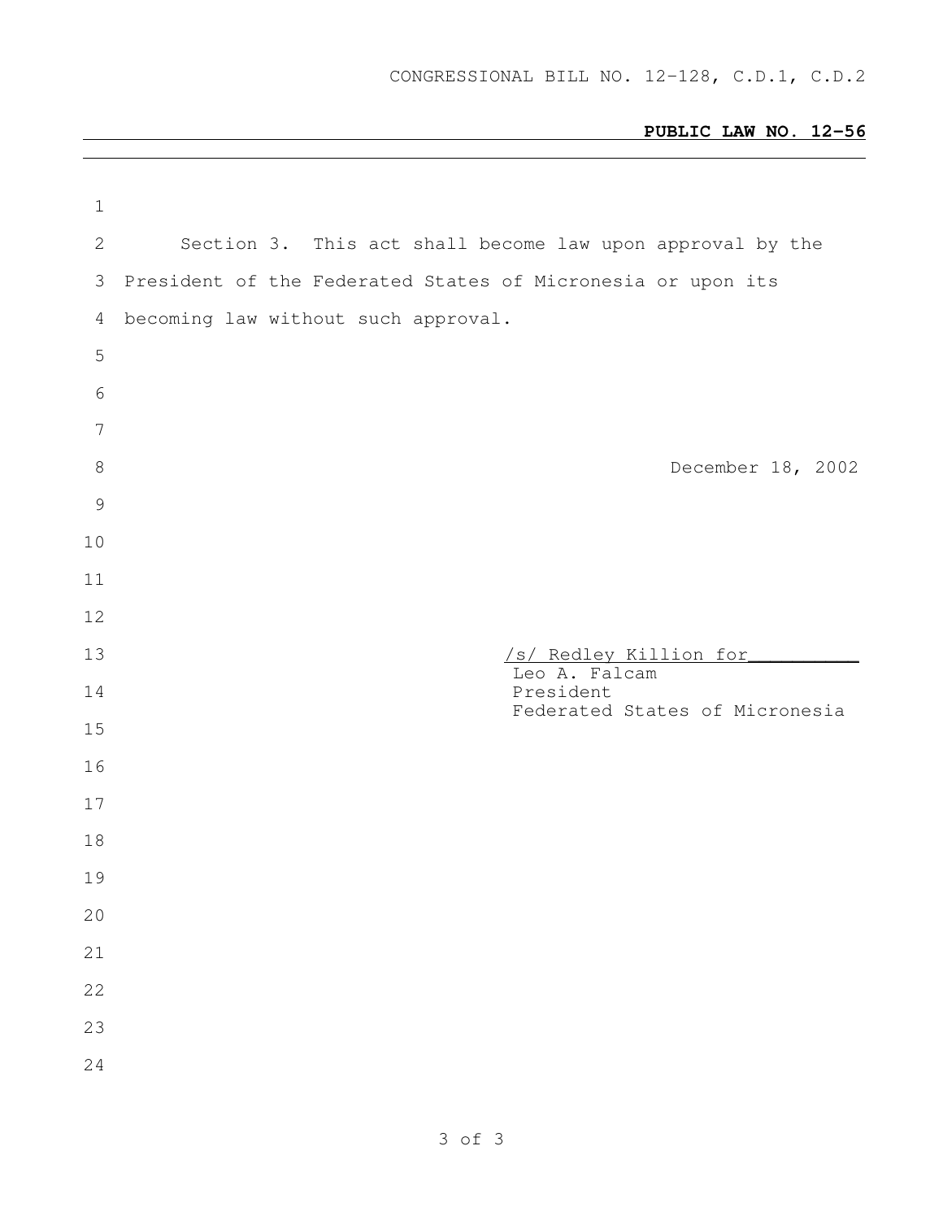CONGRESSIONAL BILL NO. 12-128, C.D.1, C.D.2

**PUBLIC LAW NO. 12-56**

Section 3. This act shall become law upon approval by the President of the Federated States of Micronesia or upon its becoming law without such approval.

December 18, 2002

/s/ Redley Killion for__________
Leo A. Falcam
President
Federated States of Micronesia